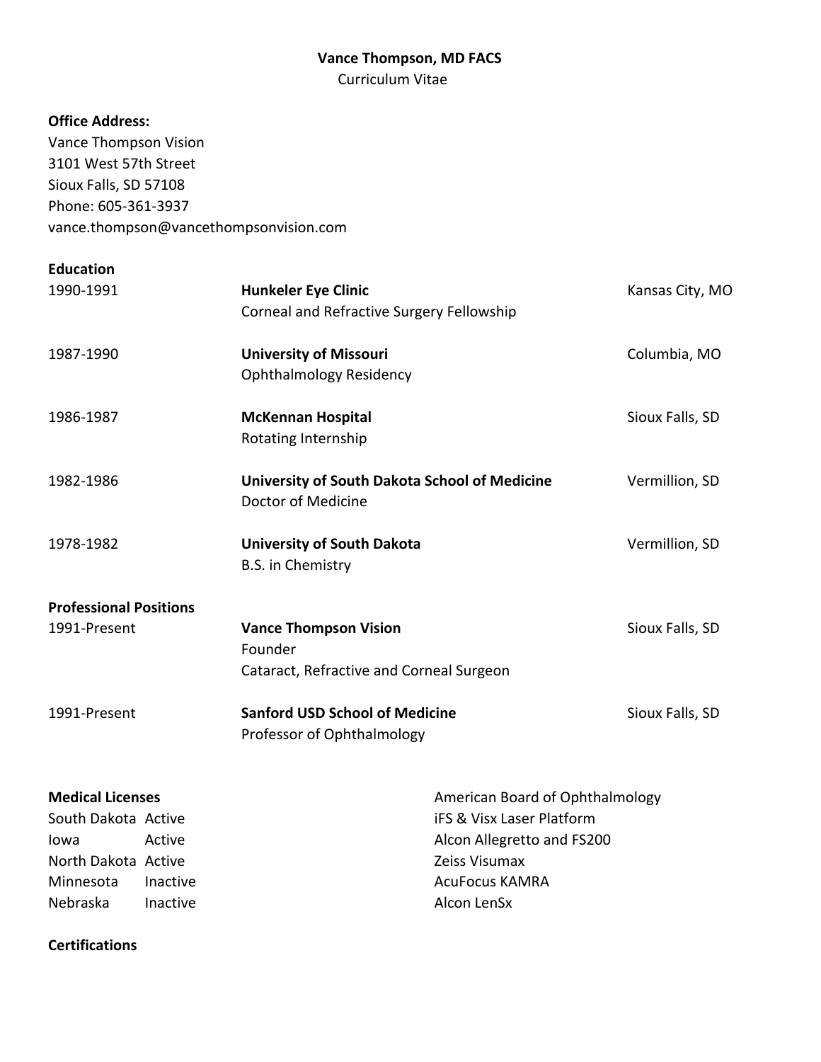# Vance Thompson, MD FACS

Curriculum Vitae

**Office Address:**
Vance Thompson Vision
3101 West 57th Street
Sioux Falls, SD 57108
Phone: 605-361-3937
vance.thompson@vancethompsonvision.com

## Education

| | | |
|---|---|---|
| 1990-1991 | **Hunkeler Eye Clinic**<br>Corneal and Refractive Surgery Fellowship | Kansas City, MO |
| 1987-1990 | **University of Missouri**<br>Ophthalmology Residency | Columbia, MO |
| 1986-1987 | **McKennan Hospital**<br>Rotating Internship | Sioux Falls, SD |
| 1982-1986 | **University of South Dakota School of Medicine**<br>Doctor of Medicine | Vermillion, SD |
| 1978-1982 | **University of South Dakota**<br>B.S. in Chemistry | Vermillion, SD |

## Professional Positions

| | | |
|---|---|---|
| 1991-Present | **Vance Thompson Vision**<br>Founder<br>Cataract, Refractive and Corneal Surgeon | Sioux Falls, SD |
| 1991-Present | **Sanford USD School of Medicine**<br>Professor of Ophthalmology | Sioux Falls, SD |

## Medical Licenses

| | |
|---|---|
| South Dakota | Active |
| Iowa | Active |
| North Dakota | Active |
| Minnesota | Inactive |
| Nebraska | Inactive |

## Certifications

American Board of Ophthalmology
iFS & Visx Laser Platform
Alcon Allegretto and FS200
Zeiss Visumax
AcuFocus KAMRA
Alcon LenSx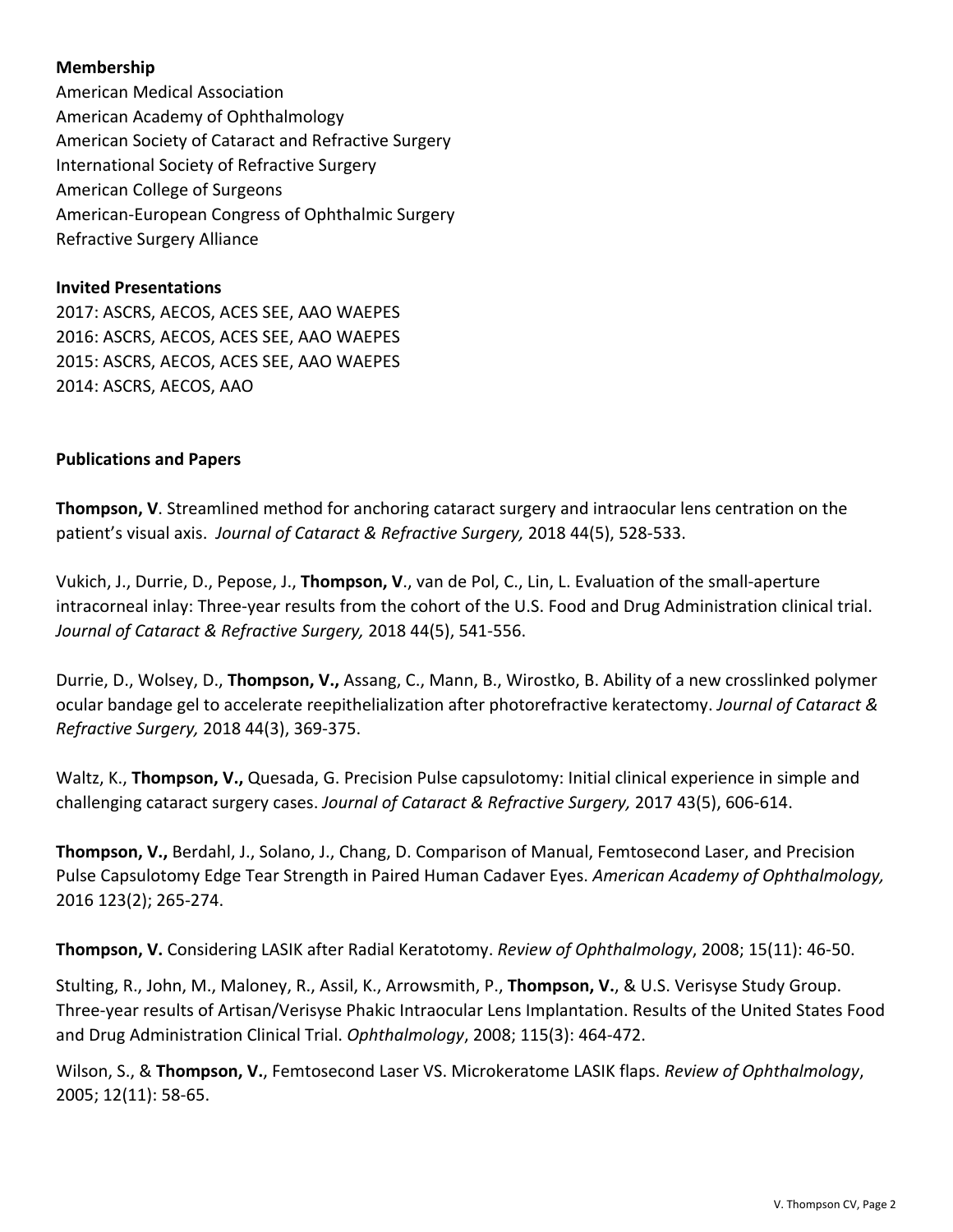**Membership**

American Medical Association
American Academy of Ophthalmology
American Society of Cataract and Refractive Surgery
International Society of Refractive Surgery
American College of Surgeons
American-European Congress of Ophthalmic Surgery
Refractive Surgery Alliance

**Invited Presentations**

2017: ASCRS, AECOS, ACES SEE, AAO WAEPES
2016: ASCRS, AECOS, ACES SEE, AAO WAEPES
2015: ASCRS, AECOS, ACES SEE, AAO WAEPES
2014: ASCRS, AECOS, AAO

**Publications and Papers**

**Thompson, V**. Streamlined method for anchoring cataract surgery and intraocular lens centration on the patient's visual axis. *Journal of Cataract & Refractive Surgery,* 2018 44(5), 528-533.

Vukich, J., Durrie, D., Pepose, J., **Thompson, V**., van de Pol, C., Lin, L. Evaluation of the small-aperture intracorneal inlay: Three-year results from the cohort of the U.S. Food and Drug Administration clinical trial. *Journal of Cataract & Refractive Surgery,* 2018 44(5), 541-556.

Durrie, D., Wolsey, D., **Thompson, V.,** Assang, C., Mann, B., Wirostko, B. Ability of a new crosslinked polymer ocular bandage gel to accelerate reepithelialization after photorefractive keratectomy. *Journal of Cataract & Refractive Surgery,* 2018 44(3), 369-375.

Waltz, K., **Thompson, V.,** Quesada, G. Precision Pulse capsulotomy: Initial clinical experience in simple and challenging cataract surgery cases. *Journal of Cataract & Refractive Surgery,* 2017 43(5), 606-614.

**Thompson, V.,** Berdahl, J., Solano, J., Chang, D. Comparison of Manual, Femtosecond Laser, and Precision Pulse Capsulotomy Edge Tear Strength in Paired Human Cadaver Eyes. *American Academy of Ophthalmology,* 2016 123(2); 265-274.

**Thompson, V.** Considering LASIK after Radial Keratotomy. *Review of Ophthalmology*, 2008; 15(11): 46-50.

Stulting, R., John, M., Maloney, R., Assil, K., Arrowsmith, P., **Thompson, V.**, & U.S. Verisyse Study Group. Three-year results of Artisan/Verisyse Phakic Intraocular Lens Implantation. Results of the United States Food and Drug Administration Clinical Trial. *Ophthalmology*, 2008; 115(3): 464-472.

Wilson, S., & **Thompson, V.**, Femtosecond Laser VS. Microkeratome LASIK flaps. *Review of Ophthalmology*, 2005; 12(11): 58-65.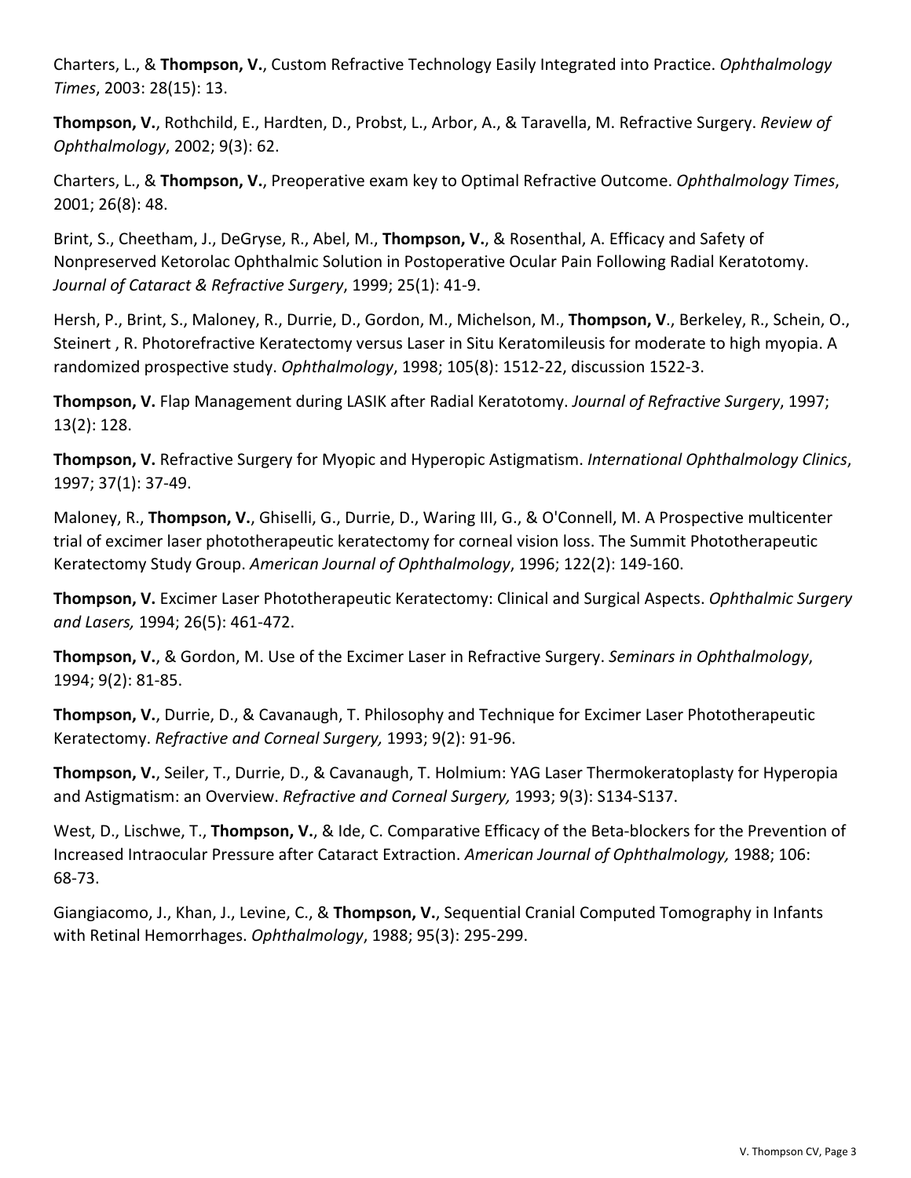Charters, L., & **Thompson, V.**, Custom Refractive Technology Easily Integrated into Practice. *Ophthalmology Times*, 2003: 28(15): 13.

**Thompson, V.**, Rothchild, E., Hardten, D., Probst, L., Arbor, A., & Taravella, M. Refractive Surgery. *Review of Ophthalmology*, 2002; 9(3): 62.

Charters, L., & **Thompson, V.**, Preoperative exam key to Optimal Refractive Outcome. *Ophthalmology Times*, 2001; 26(8): 48.

Brint, S., Cheetham, J., DeGryse, R., Abel, M., **Thompson, V.**, & Rosenthal, A. Efficacy and Safety of Nonpreserved Ketorolac Ophthalmic Solution in Postoperative Ocular Pain Following Radial Keratotomy. *Journal of Cataract & Refractive Surgery*, 1999; 25(1): 41-9.

Hersh, P., Brint, S., Maloney, R., Durrie, D., Gordon, M., Michelson, M., **Thompson, V**., Berkeley, R., Schein, O., Steinert , R. Photorefractive Keratectomy versus Laser in Situ Keratomileusis for moderate to high myopia. A randomized prospective study. *Ophthalmology*, 1998; 105(8): 1512-22, discussion 1522-3.

**Thompson, V.** Flap Management during LASIK after Radial Keratotomy. *Journal of Refractive Surgery*, 1997; 13(2): 128.

**Thompson, V.** Refractive Surgery for Myopic and Hyperopic Astigmatism. *International Ophthalmology Clinics*, 1997; 37(1): 37-49.

Maloney, R., **Thompson, V.**, Ghiselli, G., Durrie, D., Waring III, G., & O'Connell, M. A Prospective multicenter trial of excimer laser phototherapeutic keratectomy for corneal vision loss. The Summit Phototherapeutic Keratectomy Study Group. *American Journal of Ophthalmology*, 1996; 122(2): 149-160.

**Thompson, V.** Excimer Laser Phototherapeutic Keratectomy: Clinical and Surgical Aspects. *Ophthalmic Surgery and Lasers,* 1994; 26(5): 461-472.

**Thompson, V.**, & Gordon, M. Use of the Excimer Laser in Refractive Surgery. *Seminars in Ophthalmology*, 1994; 9(2): 81-85.

**Thompson, V.**, Durrie, D., & Cavanaugh, T. Philosophy and Technique for Excimer Laser Phototherapeutic Keratectomy. *Refractive and Corneal Surgery,* 1993; 9(2): 91-96.

**Thompson, V.**, Seiler, T., Durrie, D., & Cavanaugh, T. Holmium: YAG Laser Thermokeratoplasty for Hyperopia and Astigmatism: an Overview. *Refractive and Corneal Surgery,* 1993; 9(3): S134-S137.

West, D., Lischwe, T., **Thompson, V.**, & Ide, C. Comparative Efficacy of the Beta-blockers for the Prevention of Increased Intraocular Pressure after Cataract Extraction. *American Journal of Ophthalmology,* 1988; 106: 68-73.

Giangiacomo, J., Khan, J., Levine, C., & **Thompson, V.**, Sequential Cranial Computed Tomography in Infants with Retinal Hemorrhages. *Ophthalmology*, 1988; 95(3): 295-299.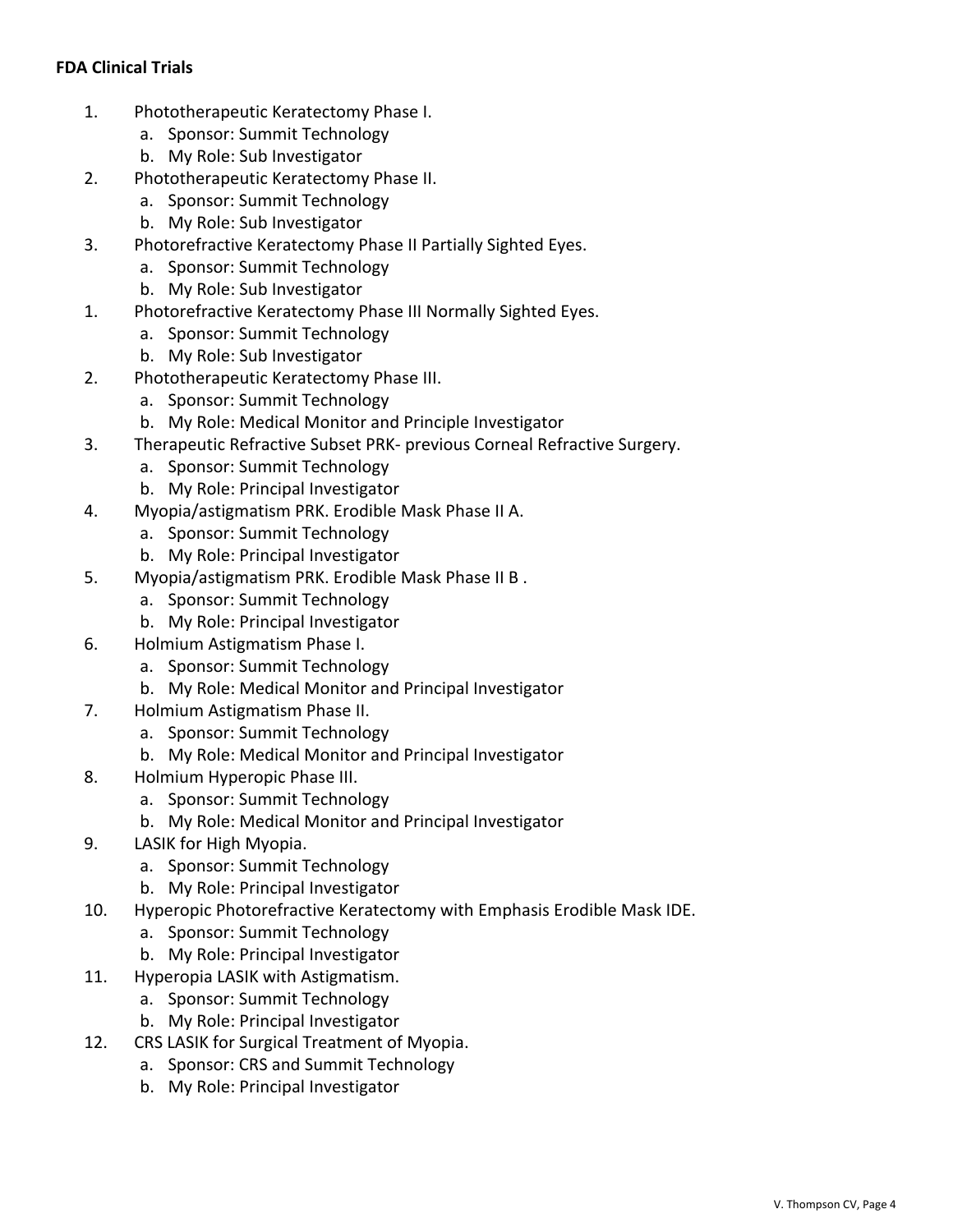**FDA Clinical Trials**

1. Phototherapeutic Keratectomy Phase I.
   a. Sponsor: Summit Technology
   b. My Role: Sub Investigator
2. Phototherapeutic Keratectomy Phase II.
   a. Sponsor: Summit Technology
   b. My Role: Sub Investigator
3. Photorefractive Keratectomy Phase II Partially Sighted Eyes.
   a. Sponsor: Summit Technology
   b. My Role: Sub Investigator
1. Photorefractive Keratectomy Phase III Normally Sighted Eyes.
   a. Sponsor: Summit Technology
   b. My Role: Sub Investigator
2. Phototherapeutic Keratectomy Phase III.
   a. Sponsor: Summit Technology
   b. My Role: Medical Monitor and Principle Investigator
3. Therapeutic Refractive Subset PRK- previous Corneal Refractive Surgery.
   a. Sponsor: Summit Technology
   b. My Role: Principal Investigator
4. Myopia/astigmatism PRK. Erodible Mask Phase II A.
   a. Sponsor: Summit Technology
   b. My Role: Principal Investigator
5. Myopia/astigmatism PRK. Erodible Mask Phase II B .
   a. Sponsor: Summit Technology
   b. My Role: Principal Investigator
6. Holmium Astigmatism Phase I.
   a. Sponsor: Summit Technology
   b. My Role: Medical Monitor and Principal Investigator
7. Holmium Astigmatism Phase II.
   a. Sponsor: Summit Technology
   b. My Role: Medical Monitor and Principal Investigator
8. Holmium Hyperopic Phase III.
   a. Sponsor: Summit Technology
   b. My Role: Medical Monitor and Principal Investigator
9. LASIK for High Myopia.
   a. Sponsor: Summit Technology
   b. My Role: Principal Investigator
10. Hyperopic Photorefractive Keratectomy with Emphasis Erodible Mask IDE.
    a. Sponsor: Summit Technology
    b. My Role: Principal Investigator
11. Hyperopia LASIK with Astigmatism.
    a. Sponsor: Summit Technology
    b. My Role: Principal Investigator
12. CRS LASIK for Surgical Treatment of Myopia.
    a. Sponsor: CRS and Summit Technology
    b. My Role: Principal Investigator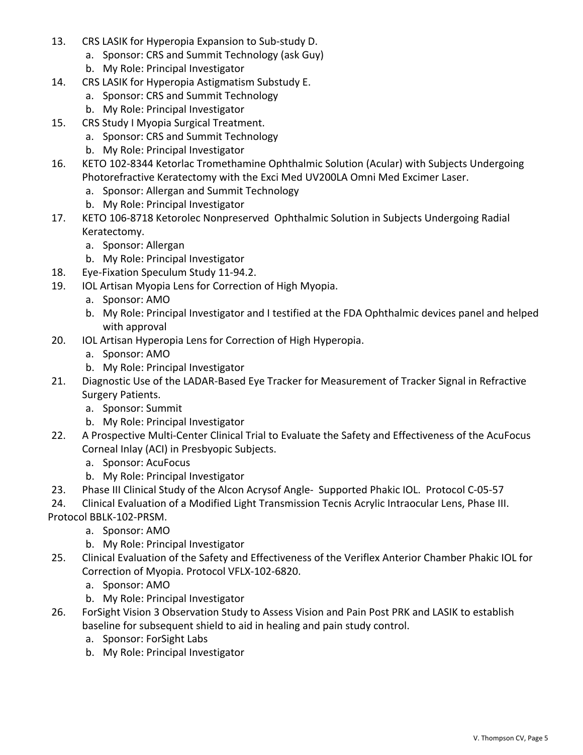13. CRS LASIK for Hyperopia Expansion to Sub-study D.
    a. Sponsor: CRS and Summit Technology (ask Guy)
    b. My Role: Principal Investigator
14. CRS LASIK for Hyperopia Astigmatism Substudy E.
    a. Sponsor: CRS and Summit Technology
    b. My Role: Principal Investigator
15. CRS Study I Myopia Surgical Treatment.
    a. Sponsor: CRS and Summit Technology
    b. My Role: Principal Investigator
16. KETO 102-8344 Ketorlac Tromethamine Ophthalmic Solution (Acular) with Subjects Undergoing Photorefractive Keratectomy with the Exci Med UV200LA Omni Med Excimer Laser.
    a. Sponsor: Allergan and Summit Technology
    b. My Role: Principal Investigator
17. KETO 106-8718 Ketorolec Nonpreserved Ophthalmic Solution in Subjects Undergoing Radial Keratectomy.
    a. Sponsor: Allergan
    b. My Role: Principal Investigator
18. Eye-Fixation Speculum Study 11-94.2.
19. IOL Artisan Myopia Lens for Correction of High Myopia.
    a. Sponsor: AMO
    b. My Role: Principal Investigator and I testified at the FDA Ophthalmic devices panel and helped with approval
20. IOL Artisan Hyperopia Lens for Correction of High Hyperopia.
    a. Sponsor: AMO
    b. My Role: Principal Investigator
21. Diagnostic Use of the LADAR-Based Eye Tracker for Measurement of Tracker Signal in Refractive Surgery Patients.
    a. Sponsor: Summit
    b. My Role: Principal Investigator
22. A Prospective Multi-Center Clinical Trial to Evaluate the Safety and Effectiveness of the AcuFocus Corneal Inlay (ACI) in Presbyopic Subjects.
    a. Sponsor: AcuFocus
    b. My Role: Principal Investigator
23. Phase III Clinical Study of the Alcon Acrysof Angle- Supported Phakic IOL. Protocol C-05-57
24. Clinical Evaluation of a Modified Light Transmission Tecnis Acrylic Intraocular Lens, Phase III. Protocol BBLK-102-PRSM.
    a. Sponsor: AMO
    b. My Role: Principal Investigator
25. Clinical Evaluation of the Safety and Effectiveness of the Veriflex Anterior Chamber Phakic IOL for Correction of Myopia. Protocol VFLX-102-6820.
    a. Sponsor: AMO
    b. My Role: Principal Investigator
26. ForSight Vision 3 Observation Study to Assess Vision and Pain Post PRK and LASIK to establish baseline for subsequent shield to aid in healing and pain study control.
    a. Sponsor: ForSight Labs
    b. My Role: Principal Investigator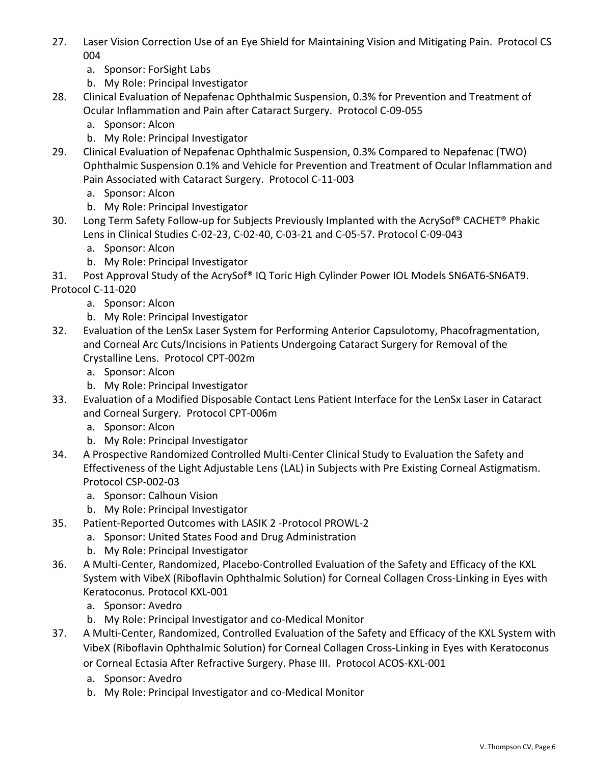27. Laser Vision Correction Use of an Eye Shield for Maintaining Vision and Mitigating Pain. Protocol CS 004
    a. Sponsor: ForSight Labs
    b. My Role: Principal Investigator
28. Clinical Evaluation of Nepafenac Ophthalmic Suspension, 0.3% for Prevention and Treatment of Ocular Inflammation and Pain after Cataract Surgery. Protocol C-09-055
    a. Sponsor: Alcon
    b. My Role: Principal Investigator
29. Clinical Evaluation of Nepafenac Ophthalmic Suspension, 0.3% Compared to Nepafenac (TWO) Ophthalmic Suspension 0.1% and Vehicle for Prevention and Treatment of Ocular Inflammation and Pain Associated with Cataract Surgery. Protocol C-11-003
    a. Sponsor: Alcon
    b. My Role: Principal Investigator
30. Long Term Safety Follow-up for Subjects Previously Implanted with the AcrySof® CACHET® Phakic Lens in Clinical Studies C-02-23, C-02-40, C-03-21 and C-05-57. Protocol C-09-043
    a. Sponsor: Alcon
    b. My Role: Principal Investigator
31. Post Approval Study of the AcrySof® IQ Toric High Cylinder Power IOL Models SN6AT6-SN6AT9. Protocol C-11-020
    a. Sponsor: Alcon
    b. My Role: Principal Investigator
32. Evaluation of the LenSx Laser System for Performing Anterior Capsulotomy, Phacofragmentation, and Corneal Arc Cuts/Incisions in Patients Undergoing Cataract Surgery for Removal of the Crystalline Lens. Protocol CPT-002m
    a. Sponsor: Alcon
    b. My Role: Principal Investigator
33. Evaluation of a Modified Disposable Contact Lens Patient Interface for the LenSx Laser in Cataract and Corneal Surgery. Protocol CPT-006m
    a. Sponsor: Alcon
    b. My Role: Principal Investigator
34. A Prospective Randomized Controlled Multi-Center Clinical Study to Evaluation the Safety and Effectiveness of the Light Adjustable Lens (LAL) in Subjects with Pre Existing Corneal Astigmatism. Protocol CSP-002-03
    a. Sponsor: Calhoun Vision
    b. My Role: Principal Investigator
35. Patient-Reported Outcomes with LASIK 2 -Protocol PROWL-2
    a. Sponsor: United States Food and Drug Administration
    b. My Role: Principal Investigator
36. A Multi-Center, Randomized, Placebo-Controlled Evaluation of the Safety and Efficacy of the KXL System with VibeX (Riboflavin Ophthalmic Solution) for Corneal Collagen Cross-Linking in Eyes with Keratoconus. Protocol KXL-001
    a. Sponsor: Avedro
    b. My Role: Principal Investigator and co-Medical Monitor
37. A Multi-Center, Randomized, Controlled Evaluation of the Safety and Efficacy of the KXL System with VibeX (Riboflavin Ophthalmic Solution) for Corneal Collagen Cross-Linking in Eyes with Keratoconus or Corneal Ectasia After Refractive Surgery. Phase III. Protocol ACOS-KXL-001
    a. Sponsor: Avedro
    b. My Role: Principal Investigator and co-Medical Monitor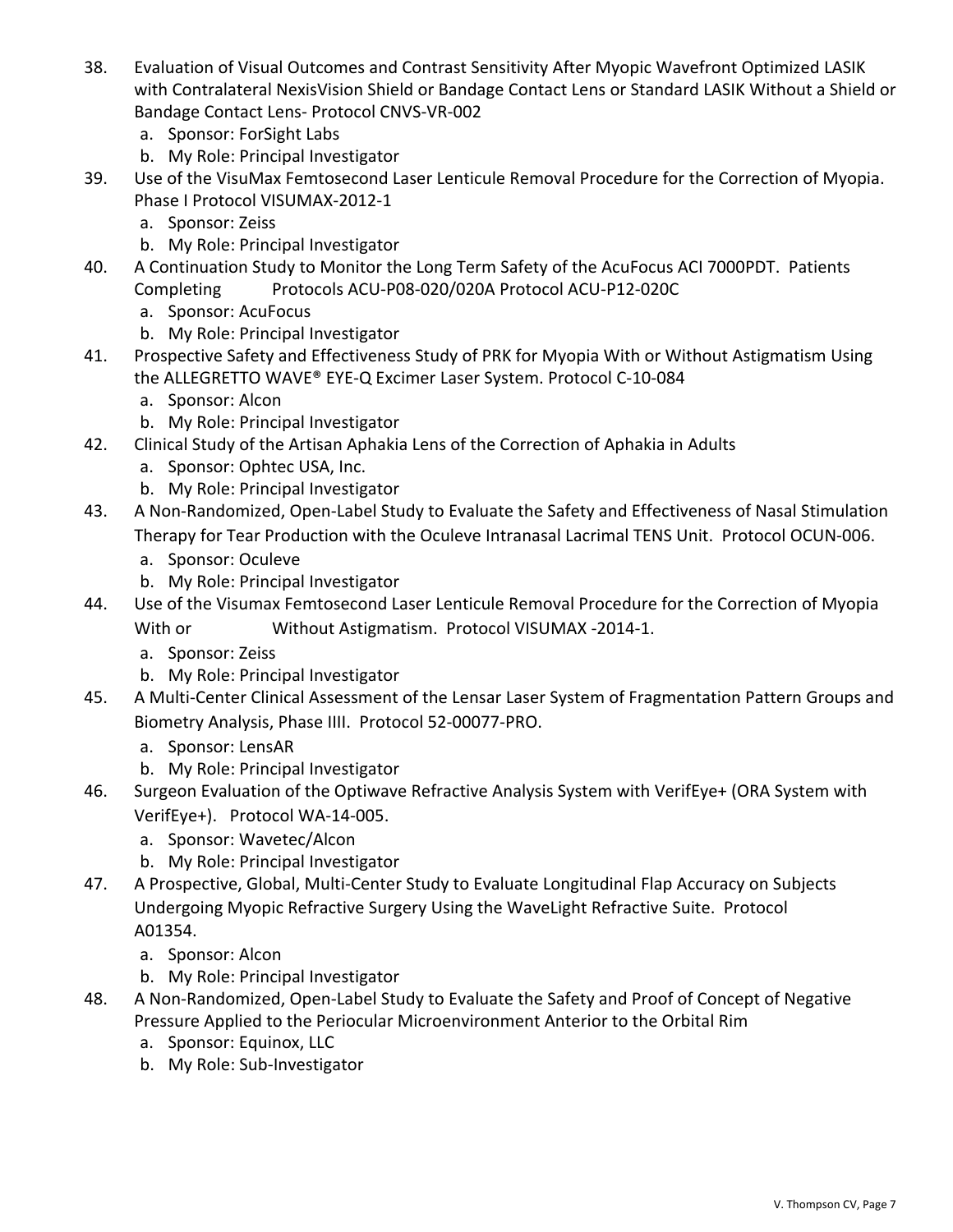38. Evaluation of Visual Outcomes and Contrast Sensitivity After Myopic Wavefront Optimized LASIK with Contralateral NexisVision Shield or Bandage Contact Lens or Standard LASIK Without a Shield or Bandage Contact Lens- Protocol CNVS-VR-002
    a. Sponsor: ForSight Labs
    b. My Role: Principal Investigator
39. Use of the VisuMax Femtosecond Laser Lenticule Removal Procedure for the Correction of Myopia. Phase I Protocol VISUMAX-2012-1
    a. Sponsor: Zeiss
    b. My Role: Principal Investigator
40. A Continuation Study to Monitor the Long Term Safety of the AcuFocus ACI 7000PDT. Patients Completing Protocols ACU-P08-020/020A Protocol ACU-P12-020C
    a. Sponsor: AcuFocus
    b. My Role: Principal Investigator
41. Prospective Safety and Effectiveness Study of PRK for Myopia With or Without Astigmatism Using the ALLEGRETTO WAVE® EYE-Q Excimer Laser System. Protocol C-10-084
    a. Sponsor: Alcon
    b. My Role: Principal Investigator
42. Clinical Study of the Artisan Aphakia Lens of the Correction of Aphakia in Adults
    a. Sponsor: Ophtec USA, Inc.
    b. My Role: Principal Investigator
43. A Non-Randomized, Open-Label Study to Evaluate the Safety and Effectiveness of Nasal Stimulation Therapy for Tear Production with the Oculeve Intranasal Lacrimal TENS Unit. Protocol OCUN-006.
    a. Sponsor: Oculeve
    b. My Role: Principal Investigator
44. Use of the Visumax Femtosecond Laser Lenticule Removal Procedure for the Correction of Myopia With or Without Astigmatism. Protocol VISUMAX -2014-1.
    a. Sponsor: Zeiss
    b. My Role: Principal Investigator
45. A Multi-Center Clinical Assessment of the Lensar Laser System of Fragmentation Pattern Groups and Biometry Analysis, Phase IIII. Protocol 52-00077-PRO.
    a. Sponsor: LensAR
    b. My Role: Principal Investigator
46. Surgeon Evaluation of the Optiwave Refractive Analysis System with VerifEye+ (ORA System with VerifEye+). Protocol WA-14-005.
    a. Sponsor: Wavetec/Alcon
    b. My Role: Principal Investigator
47. A Prospective, Global, Multi-Center Study to Evaluate Longitudinal Flap Accuracy on Subjects Undergoing Myopic Refractive Surgery Using the WaveLight Refractive Suite. Protocol A01354.
    a. Sponsor: Alcon
    b. My Role: Principal Investigator
48. A Non-Randomized, Open-Label Study to Evaluate the Safety and Proof of Concept of Negative Pressure Applied to the Periocular Microenvironment Anterior to the Orbital Rim
    a. Sponsor: Equinox, LLC
    b. My Role: Sub-Investigator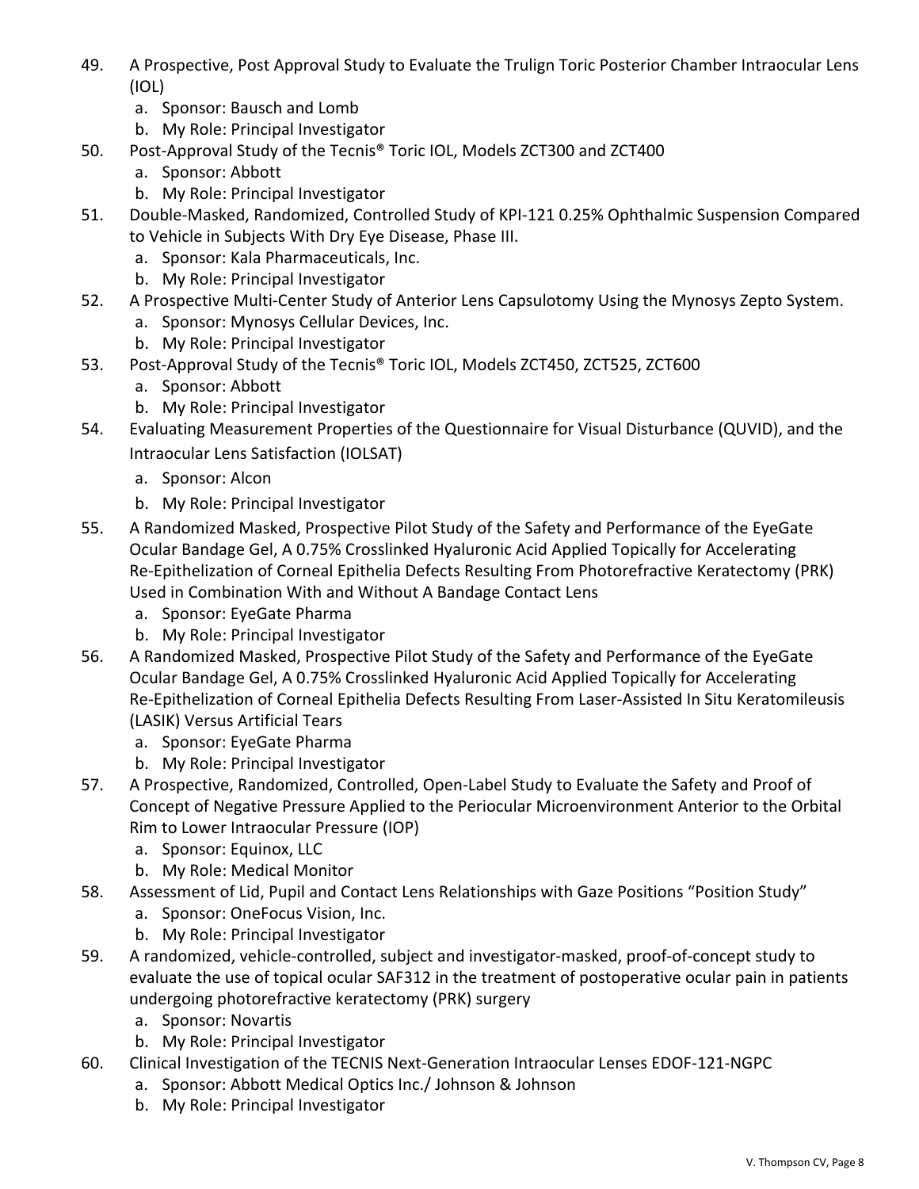49. A Prospective, Post Approval Study to Evaluate the Trulign Toric Posterior Chamber Intraocular Lens (IOL)
    a. Sponsor: Bausch and Lomb
    b. My Role: Principal Investigator
50. Post-Approval Study of the Tecnis® Toric IOL, Models ZCT300 and ZCT400
    a. Sponsor: Abbott
    b. My Role: Principal Investigator
51. Double-Masked, Randomized, Controlled Study of KPI-121 0.25% Ophthalmic Suspension Compared to Vehicle in Subjects With Dry Eye Disease, Phase III.
    a. Sponsor: Kala Pharmaceuticals, Inc.
    b. My Role: Principal Investigator
52. A Prospective Multi-Center Study of Anterior Lens Capsulotomy Using the Mynosys Zepto System.
    a. Sponsor: Mynosys Cellular Devices, Inc.
    b. My Role: Principal Investigator
53. Post-Approval Study of the Tecnis® Toric IOL, Models ZCT450, ZCT525, ZCT600
    a. Sponsor: Abbott
    b. My Role: Principal Investigator
54. Evaluating Measurement Properties of the Questionnaire for Visual Disturbance (QUVID), and the Intraocular Lens Satisfaction (IOLSAT)
    a. Sponsor: Alcon
    b. My Role: Principal Investigator
55. A Randomized Masked, Prospective Pilot Study of the Safety and Performance of the EyeGate Ocular Bandage Gel, A 0.75% Crosslinked Hyaluronic Acid Applied Topically for Accelerating Re-Epithelization of Corneal Epithelia Defects Resulting From Photorefractive Keratectomy (PRK) Used in Combination With and Without A Bandage Contact Lens
    a. Sponsor: EyeGate Pharma
    b. My Role: Principal Investigator
56. A Randomized Masked, Prospective Pilot Study of the Safety and Performance of the EyeGate Ocular Bandage Gel, A 0.75% Crosslinked Hyaluronic Acid Applied Topically for Accelerating Re-Epithelization of Corneal Epithelia Defects Resulting From Laser-Assisted In Situ Keratomileusis (LASIK) Versus Artificial Tears
    a. Sponsor: EyeGate Pharma
    b. My Role: Principal Investigator
57. A Prospective, Randomized, Controlled, Open-Label Study to Evaluate the Safety and Proof of Concept of Negative Pressure Applied to the Periocular Microenvironment Anterior to the Orbital Rim to Lower Intraocular Pressure (IOP)
    a. Sponsor: Equinox, LLC
    b. My Role: Medical Monitor
58. Assessment of Lid, Pupil and Contact Lens Relationships with Gaze Positions "Position Study"
    a. Sponsor: OneFocus Vision, Inc.
    b. My Role: Principal Investigator
59. A randomized, vehicle-controlled, subject and investigator-masked, proof-of-concept study to evaluate the use of topical ocular SAF312 in the treatment of postoperative ocular pain in patients undergoing photorefractive keratectomy (PRK) surgery
    a. Sponsor: Novartis
    b. My Role: Principal Investigator
60. Clinical Investigation of the TECNIS Next-Generation Intraocular Lenses EDOF-121-NGPC
    a. Sponsor: Abbott Medical Optics Inc./ Johnson & Johnson
    b. My Role: Principal Investigator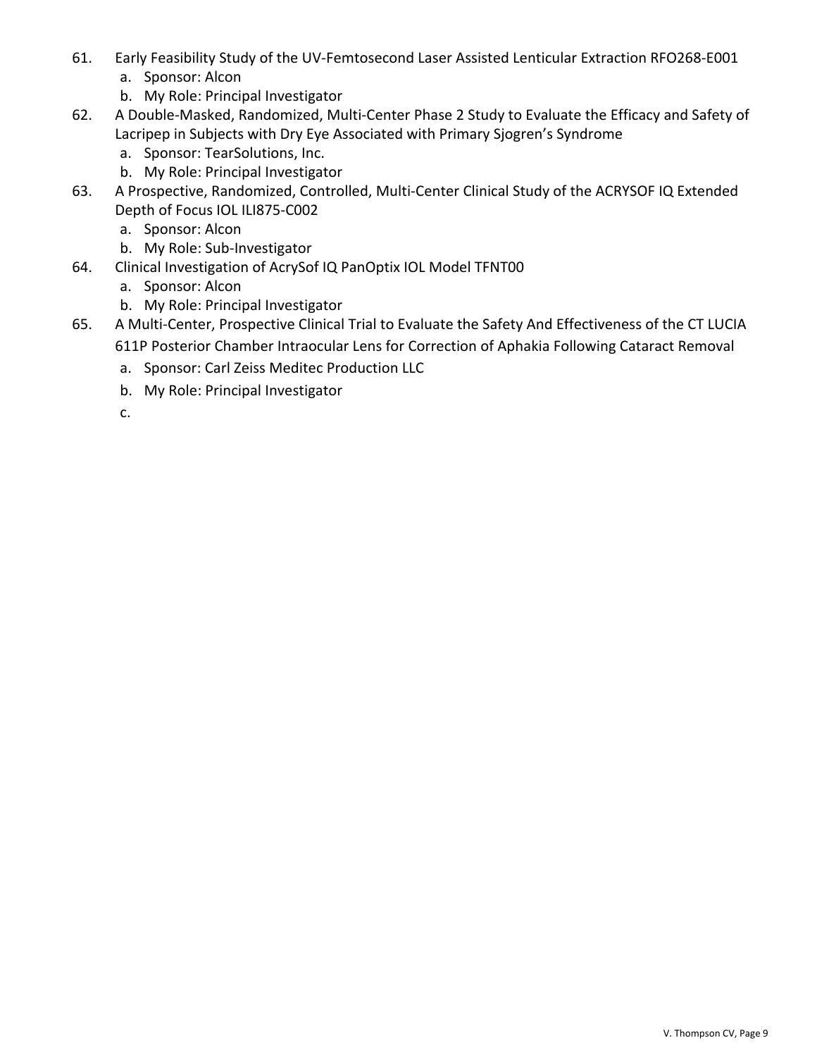61. Early Feasibility Study of the UV-Femtosecond Laser Assisted Lenticular Extraction RFO268-E001
    a. Sponsor: Alcon
    b. My Role: Principal Investigator
62. A Double-Masked, Randomized, Multi-Center Phase 2 Study to Evaluate the Efficacy and Safety of Lacripep in Subjects with Dry Eye Associated with Primary Sjogren's Syndrome
    a. Sponsor: TearSolutions, Inc.
    b. My Role: Principal Investigator
63. A Prospective, Randomized, Controlled, Multi-Center Clinical Study of the ACRYSOF IQ Extended Depth of Focus IOL ILI875-C002
    a. Sponsor: Alcon
    b. My Role: Sub-Investigator
64. Clinical Investigation of AcrySof IQ PanOptix IOL Model TFNT00
    a. Sponsor: Alcon
    b. My Role: Principal Investigator
65. A Multi-Center, Prospective Clinical Trial to Evaluate the Safety And Effectiveness of the CT LUCIA 611P Posterior Chamber Intraocular Lens for Correction of Aphakia Following Cataract Removal
    a. Sponsor: Carl Zeiss Meditec Production LLC
    b. My Role: Principal Investigator
    c.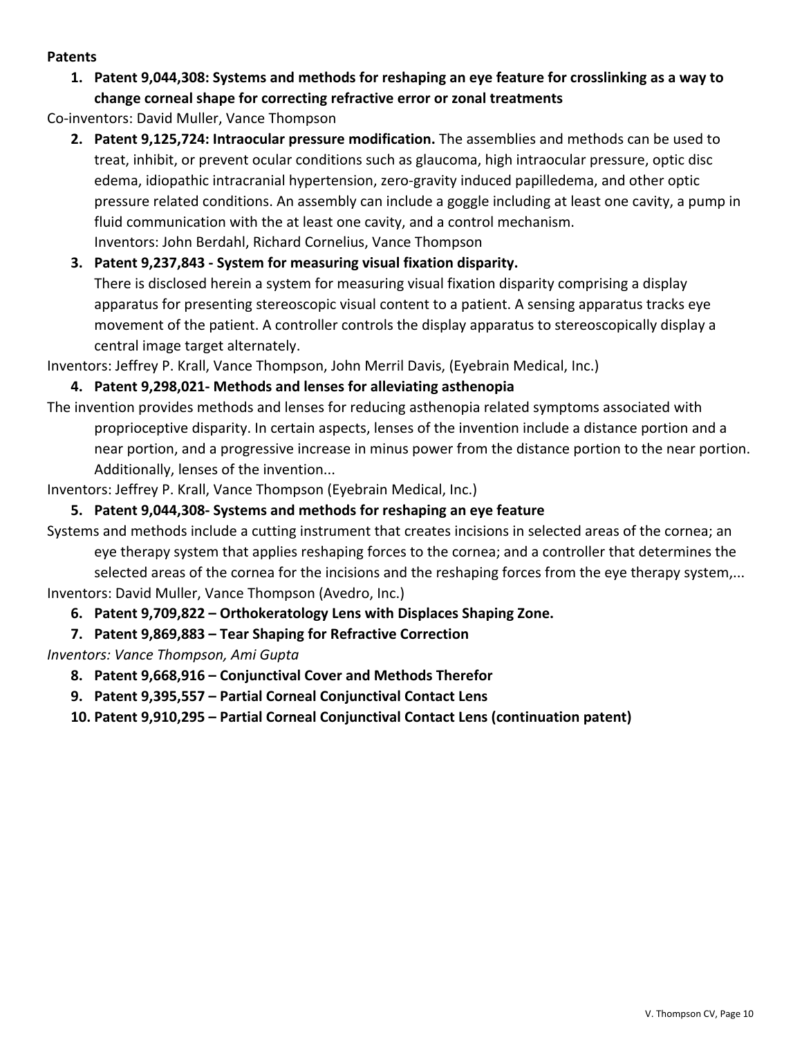**Patents**

1. **Patent 9,044,308: Systems and methods for reshaping an eye feature for crosslinking as a way to change corneal shape for correcting refractive error or zonal treatments**

Co-inventors: David Muller, Vance Thompson

2. **Patent 9,125,724: Intraocular pressure modification.** The assemblies and methods can be used to treat, inhibit, or prevent ocular conditions such as glaucoma, high intraocular pressure, optic disc edema, idiopathic intracranial hypertension, zero-gravity induced papilledema, and other optic pressure related conditions. An assembly can include a goggle including at least one cavity, a pump in fluid communication with the at least one cavity, and a control mechanism.
   Inventors: John Berdahl, Richard Cornelius, Vance Thompson
3. **Patent 9,237,843 - System for measuring visual fixation disparity.**
   There is disclosed herein a system for measuring visual fixation disparity comprising a display apparatus for presenting stereoscopic visual content to a patient. A sensing apparatus tracks eye movement of the patient. A controller controls the display apparatus to stereoscopically display a central image target alternately.

Inventors: Jeffrey P. Krall, Vance Thompson, John Merril Davis, (Eyebrain Medical, Inc.)

4. **Patent 9,298,021- Methods and lenses for alleviating asthenopia**

The invention provides methods and lenses for reducing asthenopia related symptoms associated with proprioceptive disparity. In certain aspects, lenses of the invention include a distance portion and a near portion, and a progressive increase in minus power from the distance portion to the near portion. Additionally, lenses of the invention...

Inventors: Jeffrey P. Krall, Vance Thompson (Eyebrain Medical, Inc.)

5. **Patent 9,044,308- Systems and methods for reshaping an eye feature**

Systems and methods include a cutting instrument that creates incisions in selected areas of the cornea; an eye therapy system that applies reshaping forces to the cornea; and a controller that determines the selected areas of the cornea for the incisions and the reshaping forces from the eye therapy system,...

Inventors: David Muller, Vance Thompson (Avedro, Inc.)

6. **Patent 9,709,822 – Orthokeratology Lens with Displaces Shaping Zone.**
7. **Patent 9,869,883 – Tear Shaping for Refractive Correction**

*Inventors: Vance Thompson, Ami Gupta*

8. **Patent 9,668,916 – Conjunctival Cover and Methods Therefor**
9. **Patent 9,395,557 – Partial Corneal Conjunctival Contact Lens**
10. **Patent 9,910,295 – Partial Corneal Conjunctival Contact Lens (continuation patent)**